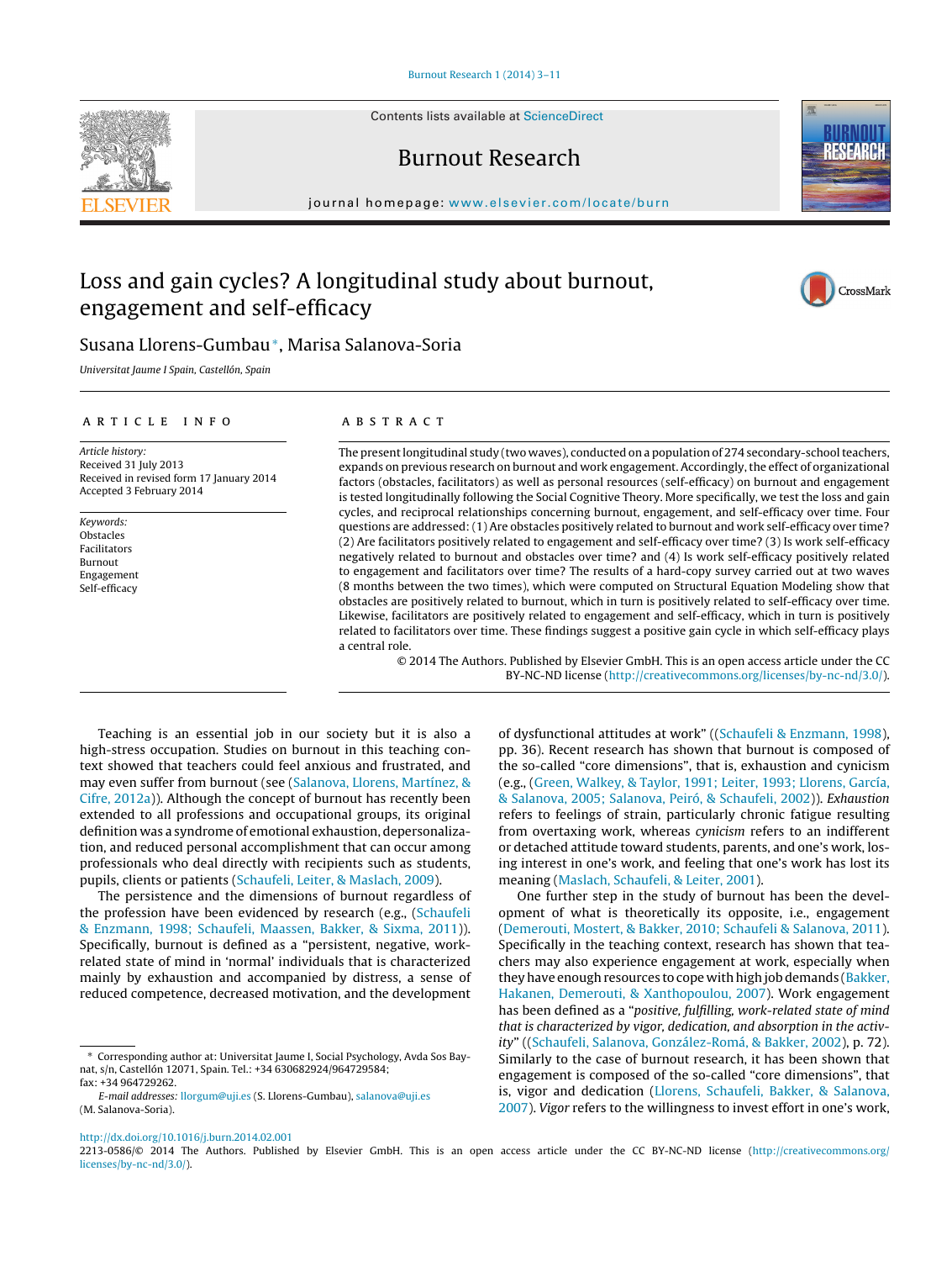# Loss and gain cycles? A longitudinal study about burnout, engagement and self-efficacy

Susana Llorens-Gumbau*, Marisa Salanova-Soria

*Universitat Jaume I Spain, Castellón, Spain*

## ARTICLE INFO

*Article history:*
Received 31 July 2013
Received in revised form 17 January 2014
Accepted 3 February 2014

*Keywords:*
Obstacles
Facilitators
Burnout
Engagement
Self-efficacy

## ABSTRACT

The present longitudinal study (two waves), conducted on a population of 274 secondary-school teachers, expands on previous research on burnout and work engagement. Accordingly, the effect of organizational factors (obstacles, facilitators) as well as personal resources (self-efficacy) on burnout and engagement is tested longitudinally following the Social Cognitive Theory. More specifically, we test the loss and gain cycles, and reciprocal relationships concerning burnout, engagement, and self-efficacy over time. Four questions are addressed: (1) Are obstacles positively related to burnout and work self-efficacy over time? (2) Are facilitators positively related to engagement and self-efficacy over time? (3) Is work self-efficacy negatively related to burnout and obstacles over time? and (4) Is work self-efficacy positively related to engagement and facilitators over time? The results of a hard-copy survey carried out at two waves (8 months between the two times), which were computed on Structural Equation Modeling show that obstacles are positively related to burnout, which in turn is positively related to self-efficacy over time. Likewise, facilitators are positively related to engagement and self-efficacy, which in turn is positively related to facilitators over time. These findings suggest a positive gain cycle in which self-efficacy plays a central role.

© 2014 The Authors. Published by Elsevier GmbH. This is an open access article under the CC BY-NC-ND license (http://creativecommons.org/licenses/by-nc-nd/3.0/).

Teaching is an essential job in our society but it is also a high-stress occupation. Studies on burnout in this teaching context showed that teachers could feel anxious and frustrated, and may even suffer from burnout (see (Salanova, Llorens, Martínez, & Cifre, 2012a)). Although the concept of burnout has recently been extended to all professions and occupational groups, its original definition was a syndrome of emotional exhaustion, depersonalization, and reduced personal accomplishment that can occur among professionals who deal directly with recipients such as students, pupils, clients or patients (Schaufeli, Leiter, & Maslach, 2009).

The persistence and the dimensions of burnout regardless of the profession have been evidenced by research (e.g., (Schaufeli & Enzmann, 1998; Schaufeli, Maassen, Bakker, & Sixma, 2011)). Specifically, burnout is defined as a "persistent, negative, work-related state of mind in 'normal' individuals that is characterized mainly by exhaustion and accompanied by distress, a sense of reduced competence, decreased motivation, and the development of dysfunctional attitudes at work" ((Schaufeli & Enzmann, 1998), pp. 36). Recent research has shown that burnout is composed of the so-called "core dimensions", that is, exhaustion and cynicism (e.g., (Green, Walkey, & Taylor, 1991; Leiter, 1993; Llorens, García, & Salanova, 2005; Salanova, Peiró, & Schaufeli, 2002)). *Exhaustion* refers to feelings of strain, particularly chronic fatigue resulting from overtaxing work, whereas *cynicism* refers to an indifferent or detached attitude toward students, parents, and one's work, losing interest in one's work, and feeling that one's work has lost its meaning (Maslach, Schaufeli, & Leiter, 2001).

One further step in the study of burnout has been the development of what is theoretically its opposite, i.e., engagement (Demerouti, Mostert, & Bakker, 2010; Schaufeli & Salanova, 2011). Specifically in the teaching context, research has shown that teachers may also experience engagement at work, especially when they have enough resources to cope with high job demands (Bakker, Hakanen, Demerouti, & Xanthopoulou, 2007). Work engagement has been defined as a "*positive, fulfilling, work-related state of mind that is characterized by vigor, dedication, and absorption in the activity*" ((Schaufeli, Salanova, González-Romá, & Bakker, 2002), p. 72). Similarly to the case of burnout research, it has been shown that engagement is composed of the so-called "core dimensions", that is, vigor and dedication (Llorens, Schaufeli, Bakker, & Salanova, 2007). *Vigor* refers to the willingness to invest effort in one's work,

* Corresponding author at: Universitat Jaume I, Social Psychology, Avda Sos Baynat, s/n, Castellón 12071, Spain. Tel.: +34 630682924/964729584; fax: +34 964729262.
*E-mail addresses:* llorgum@uji.es (S. Llorens-Gumbau), salanova@uji.es (M. Salanova-Soria).

http://dx.doi.org/10.1016/j.burn.2014.02.001
2213-0586/© 2014 The Authors. Published by Elsevier GmbH. This is an open access article under the CC BY-NC-ND license (http://creativecommons.org/licenses/by-nc-nd/3.0/).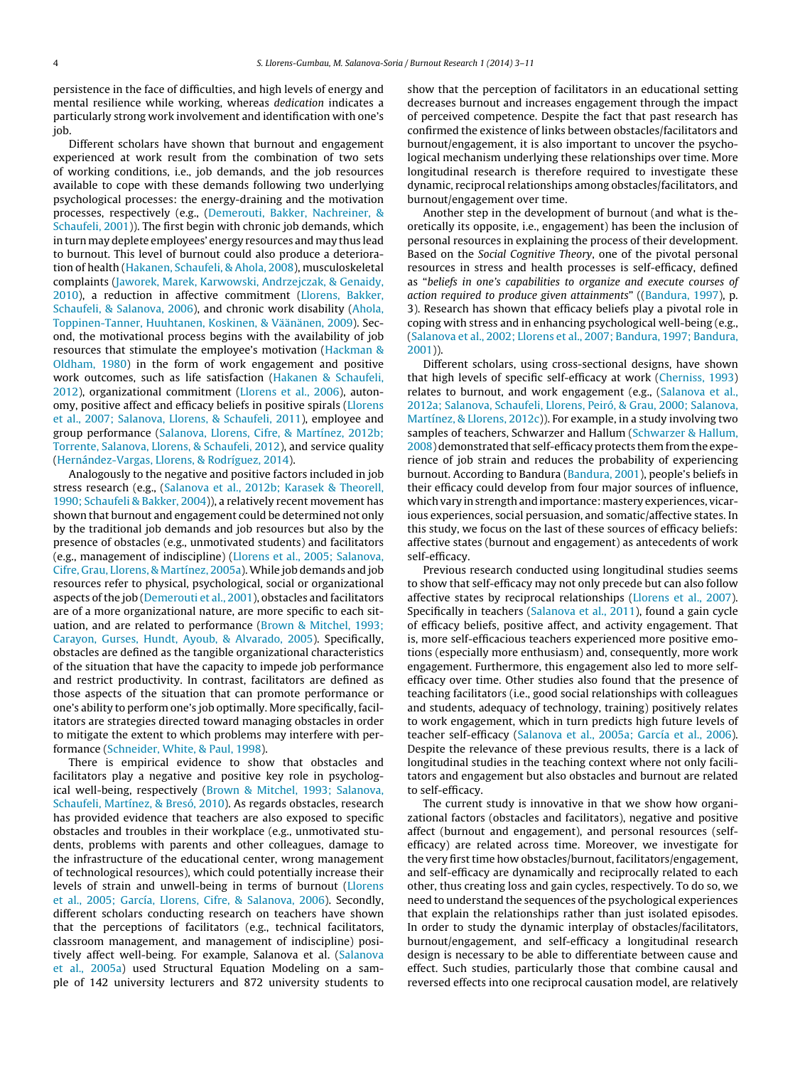persistence in the face of difficulties, and high levels of energy and mental resilience while working, whereas *dedication* indicates a particularly strong work involvement and identification with one's job.

Different scholars have shown that burnout and engagement experienced at work result from the combination of two sets of working conditions, i.e., job demands, and the job resources available to cope with these demands following two underlying psychological processes: the energy-draining and the motivation processes, respectively (e.g., (Demerouti, Bakker, Nachreiner, & Schaufeli, 2001)). The first begin with chronic job demands, which in turn may deplete employees' energy resources and may thus lead to burnout. This level of burnout could also produce a deterioration of health (Hakanen, Schaufeli, & Ahola, 2008), musculoskeletal complaints (Jaworek, Marek, Karwowski, Andrzejczak, & Genaidy, 2010), a reduction in affective commitment (Llorens, Bakker, Schaufeli, & Salanova, 2006), and chronic work disability (Ahola, Toppinen-Tanner, Huuhtanen, Koskinen, & Väänänen, 2009). Second, the motivational process begins with the availability of job resources that stimulate the employee's motivation (Hackman & Oldham, 1980) in the form of work engagement and positive work outcomes, such as life satisfaction (Hakanen & Schaufeli, 2012), organizational commitment (Llorens et al., 2006), autonomy, positive affect and efficacy beliefs in positive spirals (Llorens et al., 2007; Salanova, Llorens, & Schaufeli, 2011), employee and group performance (Salanova, Llorens, Cifre, & Martínez, 2012b; Torrente, Salanova, Llorens, & Schaufeli, 2012), and service quality (Hernández-Vargas, Llorens, & Rodríguez, 2014).

Analogously to the negative and positive factors included in job stress research (e.g., (Salanova et al., 2012b; Karasek & Theorell, 1990; Schaufeli & Bakker, 2004)), a relatively recent movement has shown that burnout and engagement could be determined not only by the traditional job demands and job resources but also by the presence of obstacles (e.g., unmotivated students) and facilitators (e.g., management of indiscipline) (Llorens et al., 2005; Salanova, Cifre, Grau, Llorens, & Martínez, 2005a). While job demands and job resources refer to physical, psychological, social or organizational aspects of the job (Demerouti et al., 2001), obstacles and facilitators are of a more organizational nature, are more specific to each situation, and are related to performance (Brown & Mitchel, 1993; Carayon, Gurses, Hundt, Ayoub, & Alvarado, 2005). Specifically, obstacles are defined as the tangible organizational characteristics of the situation that have the capacity to impede job performance and restrict productivity. In contrast, facilitators are defined as those aspects of the situation that can promote performance or one's ability to perform one's job optimally. More specifically, facilitators are strategies directed toward managing obstacles in order to mitigate the extent to which problems may interfere with performance (Schneider, White, & Paul, 1998).

There is empirical evidence to show that obstacles and facilitators play a negative and positive key role in psychological well-being, respectively (Brown & Mitchel, 1993; Salanova, Schaufeli, Martínez, & Bresó, 2010). As regards obstacles, research has provided evidence that teachers are also exposed to specific obstacles and troubles in their workplace (e.g., unmotivated students, problems with parents and other colleagues, damage to the infrastructure of the educational center, wrong management of technological resources), which could potentially increase their levels of strain and unwell-being in terms of burnout (Llorens et al., 2005; García, Llorens, Cifre, & Salanova, 2006). Secondly, different scholars conducting research on teachers have shown that the perceptions of facilitators (e.g., technical facilitators, classroom management, and management of indiscipline) positively affect well-being. For example, Salanova et al. (Salanova et al., 2005a) used Structural Equation Modeling on a sample of 142 university lecturers and 872 university students to show that the perception of facilitators in an educational setting decreases burnout and increases engagement through the impact of perceived competence. Despite the fact that past research has confirmed the existence of links between obstacles/facilitators and burnout/engagement, it is also important to uncover the psychological mechanism underlying these relationships over time. More longitudinal research is therefore required to investigate these dynamic, reciprocal relationships among obstacles/facilitators, and burnout/engagement over time.

Another step in the development of burnout (and what is theoretically its opposite, i.e., engagement) has been the inclusion of personal resources in explaining the process of their development. Based on the *Social Cognitive Theory*, one of the pivotal personal resources in stress and health processes is self-efficacy, defined as "*beliefs in one's capabilities to organize and execute courses of action required to produce given attainments*" ((Bandura, 1997), p. 3). Research has shown that efficacy beliefs play a pivotal role in coping with stress and in enhancing psychological well-being (e.g., (Salanova et al., 2002; Llorens et al., 2007; Bandura, 1997; Bandura, 2001)).

Different scholars, using cross-sectional designs, have shown that high levels of specific self-efficacy at work (Cherniss, 1993) relates to burnout, and work engagement (e.g., (Salanova et al., 2012a; Salanova, Schaufeli, Llorens, Peiró, & Grau, 2000; Salanova, Martínez, & Llorens, 2012c)). For example, in a study involving two samples of teachers, Schwarzer and Hallum (Schwarzer & Hallum, 2008) demonstrated that self-efficacy protects them from the experience of job strain and reduces the probability of experiencing burnout. According to Bandura (Bandura, 2001), people's beliefs in their efficacy could develop from four major sources of influence, which vary in strength and importance: mastery experiences, vicarious experiences, social persuasion, and somatic/affective states. In this study, we focus on the last of these sources of efficacy beliefs: affective states (burnout and engagement) as antecedents of work self-efficacy.

Previous research conducted using longitudinal studies seems to show that self-efficacy may not only precede but can also follow affective states by reciprocal relationships (Llorens et al., 2007). Specifically in teachers (Salanova et al., 2011), found a gain cycle of efficacy beliefs, positive affect, and activity engagement. That is, more self-efficacious teachers experienced more positive emotions (especially more enthusiasm) and, consequently, more work engagement. Furthermore, this engagement also led to more self-efficacy over time. Other studies also found that the presence of teaching facilitators (i.e., good social relationships with colleagues and students, adequacy of technology, training) positively relates to work engagement, which in turn predicts high future levels of teacher self-efficacy (Salanova et al., 2005a; García et al., 2006). Despite the relevance of these previous results, there is a lack of longitudinal studies in the teaching context where not only facilitators and engagement but also obstacles and burnout are related to self-efficacy.

The current study is innovative in that we show how organizational factors (obstacles and facilitators), negative and positive affect (burnout and engagement), and personal resources (self-efficacy) are related across time. Moreover, we investigate for the very first time how obstacles/burnout, facilitators/engagement, and self-efficacy are dynamically and reciprocally related to each other, thus creating loss and gain cycles, respectively. To do so, we need to understand the sequences of the psychological experiences that explain the relationships rather than just isolated episodes. In order to study the dynamic interplay of obstacles/facilitators, burnout/engagement, and self-efficacy a longitudinal research design is necessary to be able to differentiate between cause and effect. Such studies, particularly those that combine causal and reversed effects into one reciprocal causation model, are relatively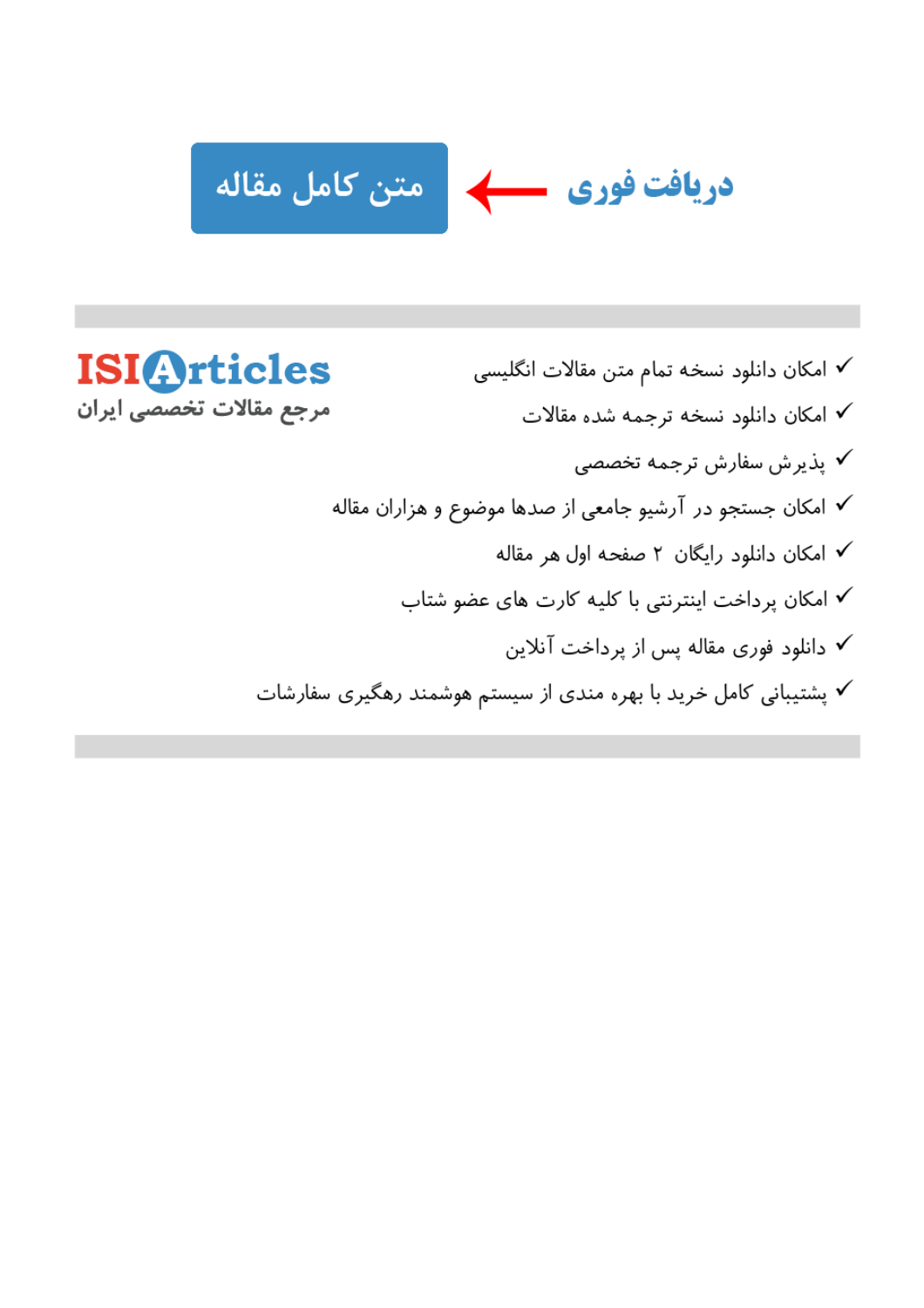دریافت فوری ← متن کامل مقاله

**ISIArticles**
مرجع مقالات تخصصی ایران

- ✓ امکان دانلود نسخه تمام متن مقالات انگلیسی
- ✓ امکان دانلود نسخه ترجمه شده مقالات
- ✓ پذیرش سفارش ترجمه تخصصی
- ✓ امکان جستجو در آرشیو جامعی از صدها موضوع و هزاران مقاله
- ✓ امکان دانلود رایگان ۲ صفحه اول هر مقاله
- ✓ امکان پرداخت اینترنتی با کلیه کارت های عضو شتاب
- ✓ دانلود فوری مقاله پس از پرداخت آنلاین
- ✓ پشتیبانی کامل خرید با بهره مندی از سیستم هوشمند رهگیری سفارشات